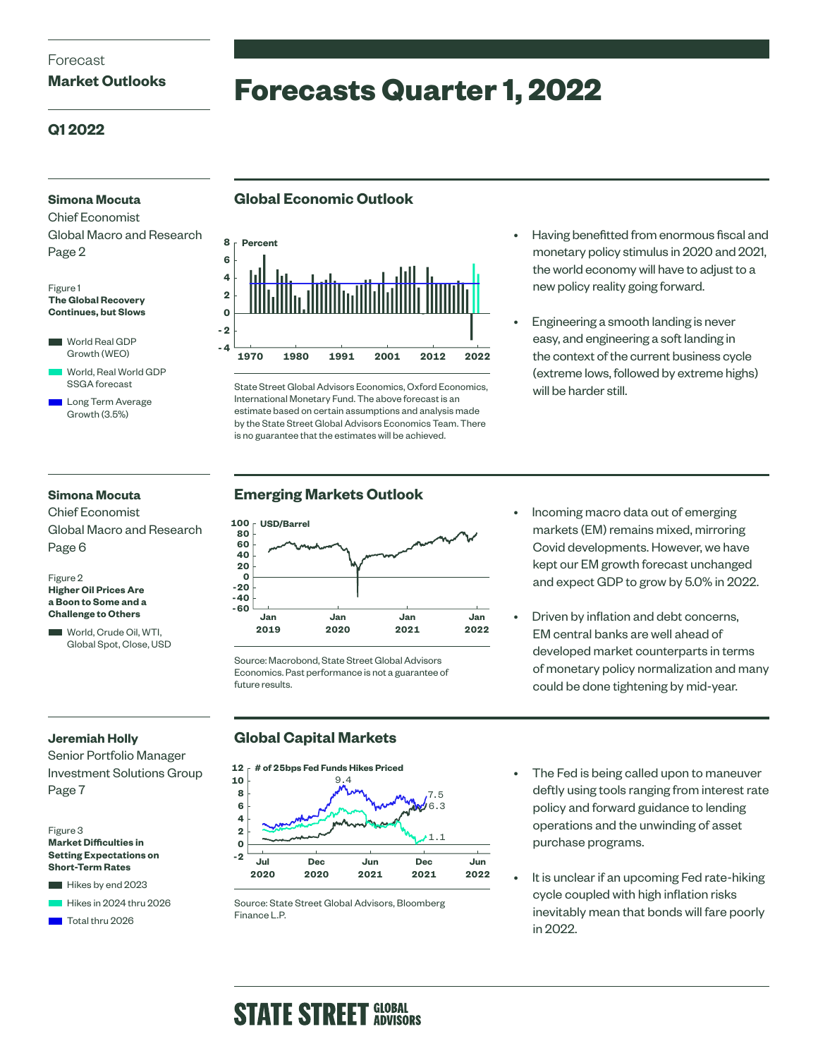Forecast

**Market Outlooks**

**Q1 2022**

# Forecasts Quarter 1, 2022

**Simona Mocuta**
Chief Economist
Global Macro and Research
Page 2

Figure 1
**The Global Recovery Continues, but Slows**

- World Real GDP Growth (WEO)
- World, Real World GDP SSGA forecast
- Long Term Average Growth (3.5%)

## Global Economic Outlook

State Street Global Advisors Economics, Oxford Economics, International Monetary Fund. The above forecast is an estimate based on certain assumptions and analysis made by the State Street Global Advisors Economics Team. There is no guarantee that the estimates will be achieved.

- Having benefitted from enormous fiscal and monetary policy stimulus in 2020 and 2021, the world economy will have to adjust to a new policy reality going forward.
- Engineering a smooth landing is never easy, and engineering a soft landing in the context of the current business cycle (extreme lows, followed by extreme highs) will be harder still.

**Simona Mocuta**
Chief Economist
Global Macro and Research
Page 6

Figure 2
**Higher Oil Prices Are a Boon to Some and a Challenge to Others**

- World, Crude Oil, WTI, Global Spot, Close, USD

## Emerging Markets Outlook

Source: Macrobond, State Street Global Advisors Economics. Past performance is not a guarantee of future results.

- Incoming macro data out of emerging markets (EM) remains mixed, mirroring Covid developments. However, we have kept our EM growth forecast unchanged and expect GDP to grow by 5.0% in 2022.
- Driven by inflation and debt concerns, EM central banks are well ahead of developed market counterparts in terms of monetary policy normalization and many could be done tightening by mid-year.

**Jeremiah Holly**
Senior Portfolio Manager
Investment Solutions Group
Page 7

Figure 3
**Market Difficulties in Setting Expectations on Short-Term Rates**

- Hikes by end 2023
- Hikes in 2024 thru 2026
- Total thru 2026

## Global Capital Markets

Source: State Street Global Advisors, Bloomberg Finance L.P.

- The Fed is being called upon to maneuver deftly using tools ranging from interest rate policy and forward guidance to lending operations and the unwinding of asset purchase programs.
- It is unclear if an upcoming Fed rate-hiking cycle coupled with high inflation risks inevitably mean that bonds will fare poorly in 2022.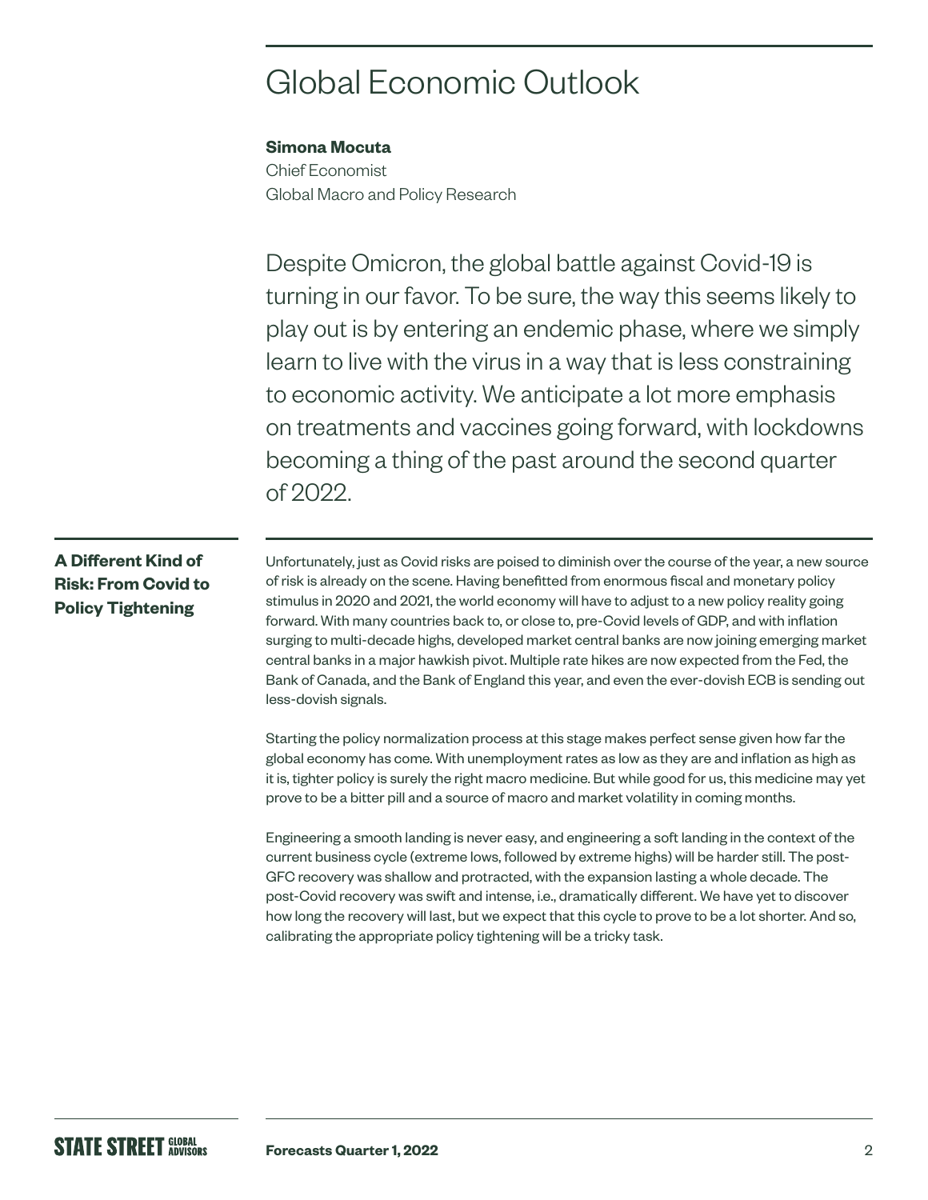# Global Economic Outlook

**Simona Mocuta**
Chief Economist
Global Macro and Policy Research

Despite Omicron, the global battle against Covid-19 is turning in our favor. To be sure, the way this seems likely to play out is by entering an endemic phase, where we simply learn to live with the virus in a way that is less constraining to economic activity. We anticipate a lot more emphasis on treatments and vaccines going forward, with lockdowns becoming a thing of the past around the second quarter of 2022.

## A Different Kind of Risk: From Covid to Policy Tightening

Unfortunately, just as Covid risks are poised to diminish over the course of the year, a new source of risk is already on the scene. Having benefitted from enormous fiscal and monetary policy stimulus in 2020 and 2021, the world economy will have to adjust to a new policy reality going forward. With many countries back to, or close to, pre-Covid levels of GDP, and with inflation surging to multi-decade highs, developed market central banks are now joining emerging market central banks in a major hawkish pivot. Multiple rate hikes are now expected from the Fed, the Bank of Canada, and the Bank of England this year, and even the ever-dovish ECB is sending out less-dovish signals.

Starting the policy normalization process at this stage makes perfect sense given how far the global economy has come. With unemployment rates as low as they are and inflation as high as it is, tighter policy is surely the right macro medicine. But while good for us, this medicine may yet prove to be a bitter pill and a source of macro and market volatility in coming months.

Engineering a smooth landing is never easy, and engineering a soft landing in the context of the current business cycle (extreme lows, followed by extreme highs) will be harder still. The post-GFC recovery was shallow and protracted, with the expansion lasting a whole decade. The post-Covid recovery was swift and intense, i.e., dramatically different. We have yet to discover how long the recovery will last, but we expect that this cycle to prove to be a lot shorter. And so, calibrating the appropriate policy tightening will be a tricky task.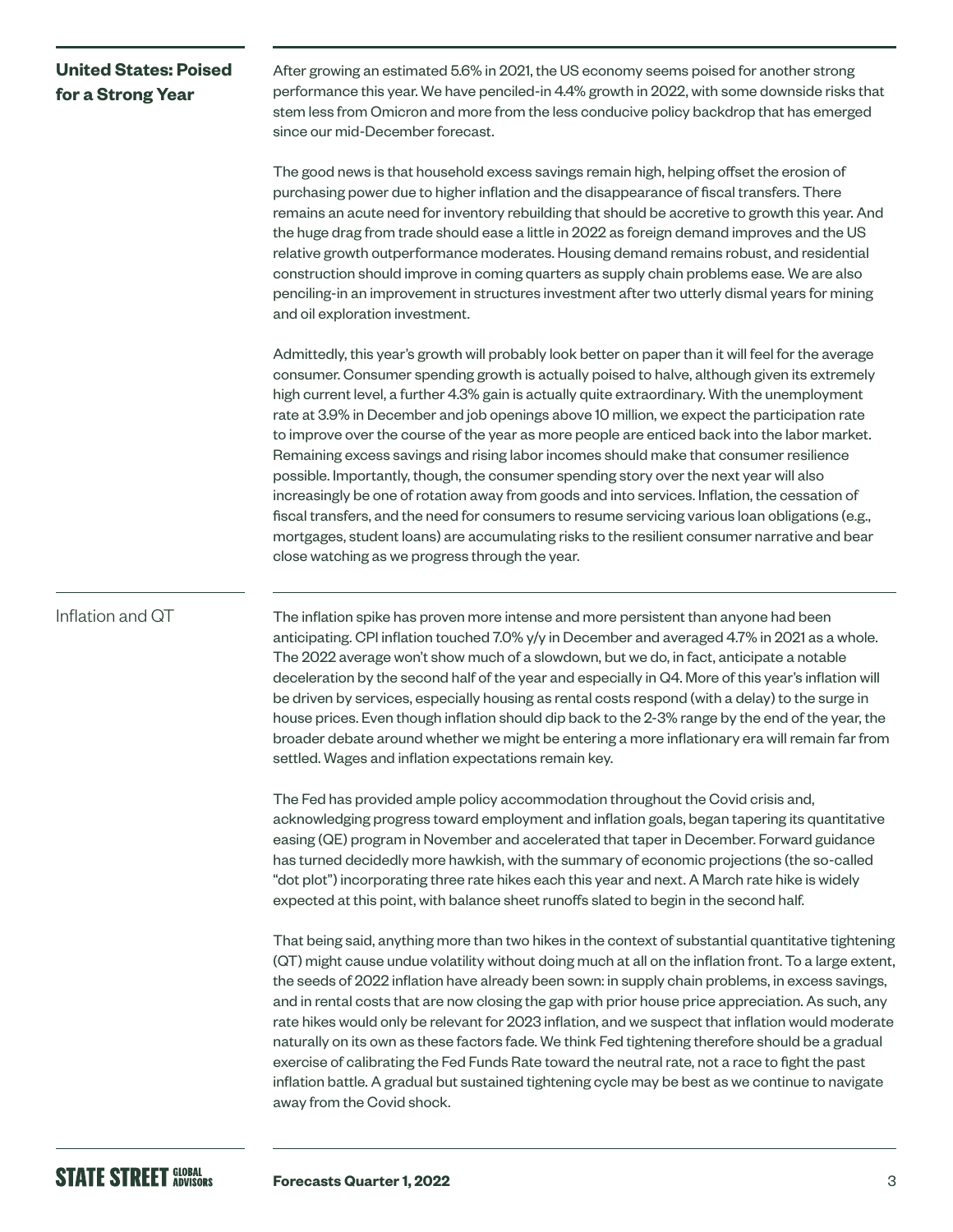## United States: Poised for a Strong Year

After growing an estimated 5.6% in 2021, the US economy seems poised for another strong performance this year. We have penciled-in 4.4% growth in 2022, with some downside risks that stem less from Omicron and more from the less conducive policy backdrop that has emerged since our mid-December forecast.

The good news is that household excess savings remain high, helping offset the erosion of purchasing power due to higher inflation and the disappearance of fiscal transfers. There remains an acute need for inventory rebuilding that should be accretive to growth this year. And the huge drag from trade should ease a little in 2022 as foreign demand improves and the US relative growth outperformance moderates. Housing demand remains robust, and residential construction should improve in coming quarters as supply chain problems ease. We are also penciling-in an improvement in structures investment after two utterly dismal years for mining and oil exploration investment.

Admittedly, this year's growth will probably look better on paper than it will feel for the average consumer. Consumer spending growth is actually poised to halve, although given its extremely high current level, a further 4.3% gain is actually quite extraordinary. With the unemployment rate at 3.9% in December and job openings above 10 million, we expect the participation rate to improve over the course of the year as more people are enticed back into the labor market. Remaining excess savings and rising labor incomes should make that consumer resilience possible. Importantly, though, the consumer spending story over the next year will also increasingly be one of rotation away from goods and into services. Inflation, the cessation of fiscal transfers, and the need for consumers to resume servicing various loan obligations (e.g., mortgages, student loans) are accumulating risks to the resilient consumer narrative and bear close watching as we progress through the year.

### Inflation and QT

The inflation spike has proven more intense and more persistent than anyone had been anticipating. CPI inflation touched 7.0% y/y in December and averaged 4.7% in 2021 as a whole. The 2022 average won't show much of a slowdown, but we do, in fact, anticipate a notable deceleration by the second half of the year and especially in Q4. More of this year's inflation will be driven by services, especially housing as rental costs respond (with a delay) to the surge in house prices. Even though inflation should dip back to the 2-3% range by the end of the year, the broader debate around whether we might be entering a more inflationary era will remain far from settled. Wages and inflation expectations remain key.

The Fed has provided ample policy accommodation throughout the Covid crisis and, acknowledging progress toward employment and inflation goals, began tapering its quantitative easing (QE) program in November and accelerated that taper in December. Forward guidance has turned decidedly more hawkish, with the summary of economic projections (the so-called "dot plot") incorporating three rate hikes each this year and next. A March rate hike is widely expected at this point, with balance sheet runoffs slated to begin in the second half.

That being said, anything more than two hikes in the context of substantial quantitative tightening (QT) might cause undue volatility without doing much at all on the inflation front. To a large extent, the seeds of 2022 inflation have already been sown: in supply chain problems, in excess savings, and in rental costs that are now closing the gap with prior house price appreciation. As such, any rate hikes would only be relevant for 2023 inflation, and we suspect that inflation would moderate naturally on its own as these factors fade. We think Fed tightening therefore should be a gradual exercise of calibrating the Fed Funds Rate toward the neutral rate, not a race to fight the past inflation battle. A gradual but sustained tightening cycle may be best as we continue to navigate away from the Covid shock.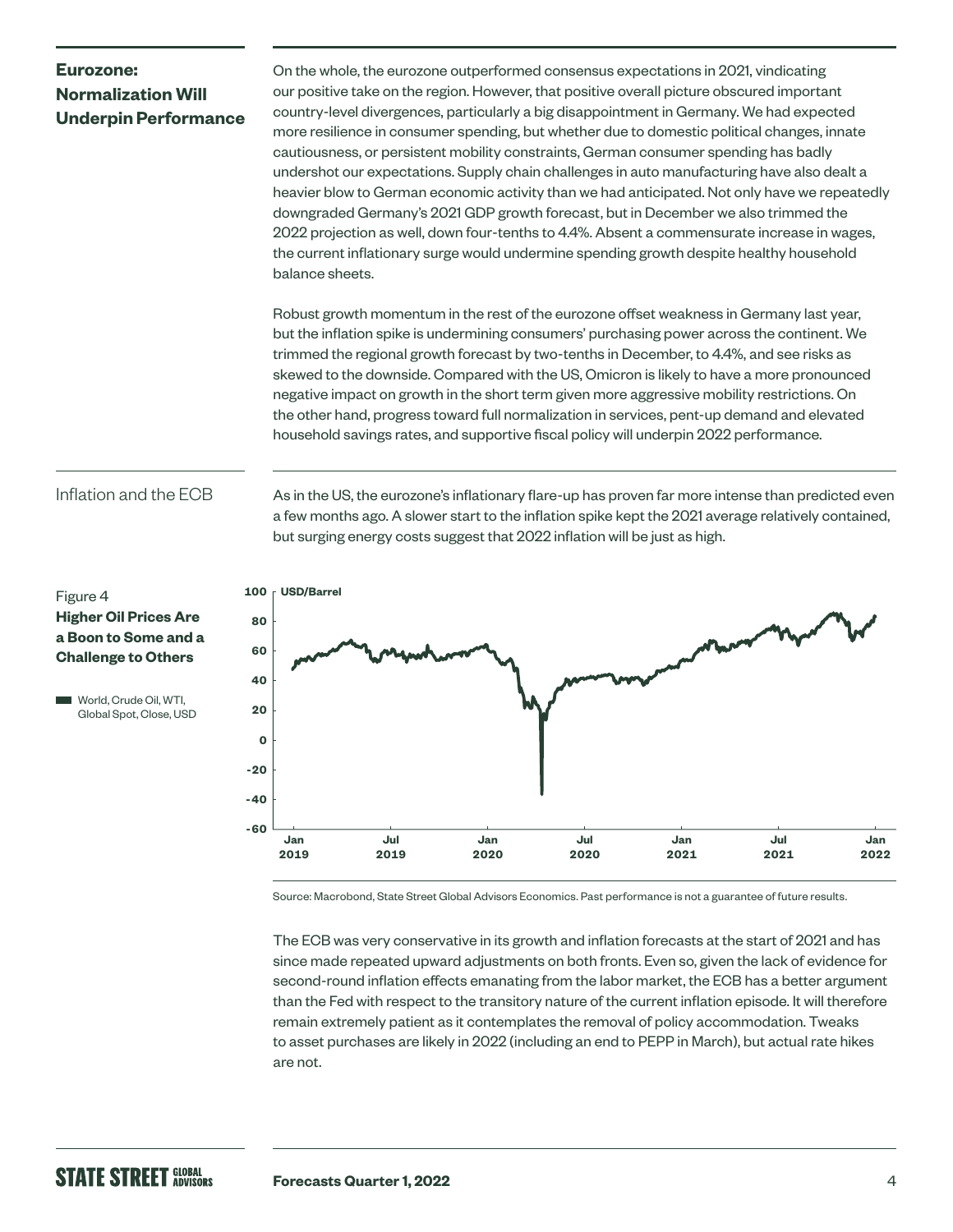## Eurozone: Normalization Will Underpin Performance

On the whole, the eurozone outperformed consensus expectations in 2021, vindicating our positive take on the region. However, that positive overall picture obscured important country-level divergences, particularly a big disappointment in Germany. We had expected more resilience in consumer spending, but whether due to domestic political changes, innate cautiousness, or persistent mobility constraints, German consumer spending has badly undershot our expectations. Supply chain challenges in auto manufacturing have also dealt a heavier blow to German economic activity than we had anticipated. Not only have we repeatedly downgraded Germany's 2021 GDP growth forecast, but in December we also trimmed the 2022 projection as well, down four-tenths to 4.4%. Absent a commensurate increase in wages, the current inflationary surge would undermine spending growth despite healthy household balance sheets.

Robust growth momentum in the rest of the eurozone offset weakness in Germany last year, but the inflation spike is undermining consumers' purchasing power across the continent. We trimmed the regional growth forecast by two-tenths in December, to 4.4%, and see risks as skewed to the downside. Compared with the US, Omicron is likely to have a more pronounced negative impact on growth in the short term given more aggressive mobility restrictions. On the other hand, progress toward full normalization in services, pent-up demand and elevated household savings rates, and supportive fiscal policy will underpin 2022 performance.

### Inflation and the ECB

As in the US, the eurozone's inflationary flare-up has proven far more intense than predicted even a few months ago. A slower start to the inflation spike kept the 2021 average relatively contained, but surging energy costs suggest that 2022 inflation will be just as high.

Figure 4
**Higher Oil Prices Are a Boon to Some and a Challenge to Others**

World, Crude Oil, WTI, Global Spot, Close, USD

Source: Macrobond, State Street Global Advisors Economics. Past performance is not a guarantee of future results.

The ECB was very conservative in its growth and inflation forecasts at the start of 2021 and has since made repeated upward adjustments on both fronts. Even so, given the lack of evidence for second-round inflation effects emanating from the labor market, the ECB has a better argument than the Fed with respect to the transitory nature of the current inflation episode. It will therefore remain extremely patient as it contemplates the removal of policy accommodation. Tweaks to asset purchases are likely in 2022 (including an end to PEPP in March), but actual rate hikes are not.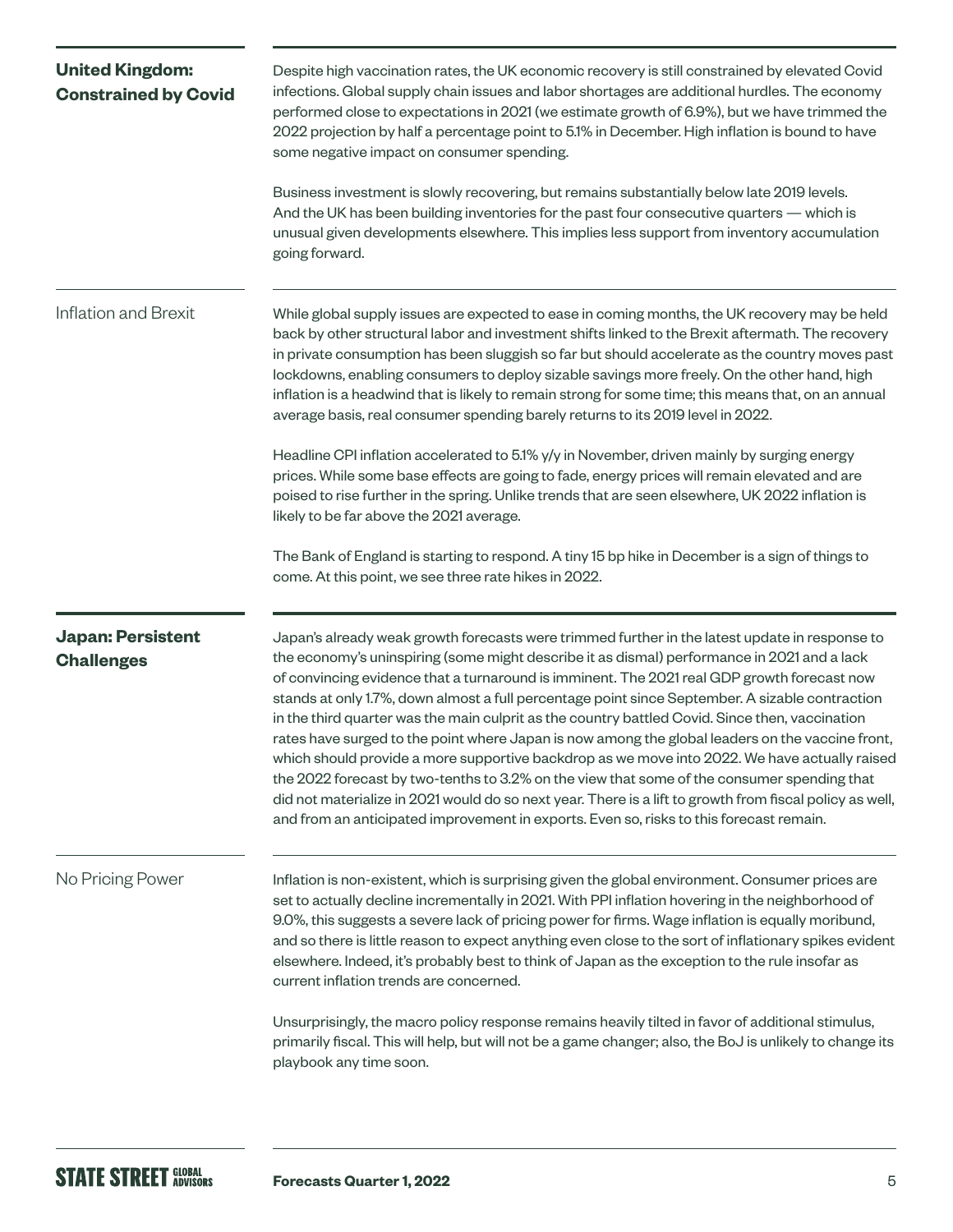## United Kingdom: Constrained by Covid

Despite high vaccination rates, the UK economic recovery is still constrained by elevated Covid infections. Global supply chain issues and labor shortages are additional hurdles. The economy performed close to expectations in 2021 (we estimate growth of 6.9%), but we have trimmed the 2022 projection by half a percentage point to 5.1% in December. High inflation is bound to have some negative impact on consumer spending.

Business investment is slowly recovering, but remains substantially below late 2019 levels. And the UK has been building inventories for the past four consecutive quarters — which is unusual given developments elsewhere. This implies less support from inventory accumulation going forward.

### Inflation and Brexit

While global supply issues are expected to ease in coming months, the UK recovery may be held back by other structural labor and investment shifts linked to the Brexit aftermath. The recovery in private consumption has been sluggish so far but should accelerate as the country moves past lockdowns, enabling consumers to deploy sizable savings more freely. On the other hand, high inflation is a headwind that is likely to remain strong for some time; this means that, on an annual average basis, real consumer spending barely returns to its 2019 level in 2022.

Headline CPI inflation accelerated to 5.1% y/y in November, driven mainly by surging energy prices. While some base effects are going to fade, energy prices will remain elevated and are poised to rise further in the spring. Unlike trends that are seen elsewhere, UK 2022 inflation is likely to be far above the 2021 average.

The Bank of England is starting to respond. A tiny 15 bp hike in December is a sign of things to come. At this point, we see three rate hikes in 2022.

## Japan: Persistent Challenges

Japan's already weak growth forecasts were trimmed further in the latest update in response to the economy's uninspiring (some might describe it as dismal) performance in 2021 and a lack of convincing evidence that a turnaround is imminent. The 2021 real GDP growth forecast now stands at only 1.7%, down almost a full percentage point since September. A sizable contraction in the third quarter was the main culprit as the country battled Covid. Since then, vaccination rates have surged to the point where Japan is now among the global leaders on the vaccine front, which should provide a more supportive backdrop as we move into 2022. We have actually raised the 2022 forecast by two-tenths to 3.2% on the view that some of the consumer spending that did not materialize in 2021 would do so next year. There is a lift to growth from fiscal policy as well, and from an anticipated improvement in exports. Even so, risks to this forecast remain.

### No Pricing Power

Inflation is non-existent, which is surprising given the global environment. Consumer prices are set to actually decline incrementally in 2021. With PPI inflation hovering in the neighborhood of 9.0%, this suggests a severe lack of pricing power for firms. Wage inflation is equally moribund, and so there is little reason to expect anything even close to the sort of inflationary spikes evident elsewhere. Indeed, it's probably best to think of Japan as the exception to the rule insofar as current inflation trends are concerned.

Unsurprisingly, the macro policy response remains heavily tilted in favor of additional stimulus, primarily fiscal. This will help, but will not be a game changer; also, the BoJ is unlikely to change its playbook any time soon.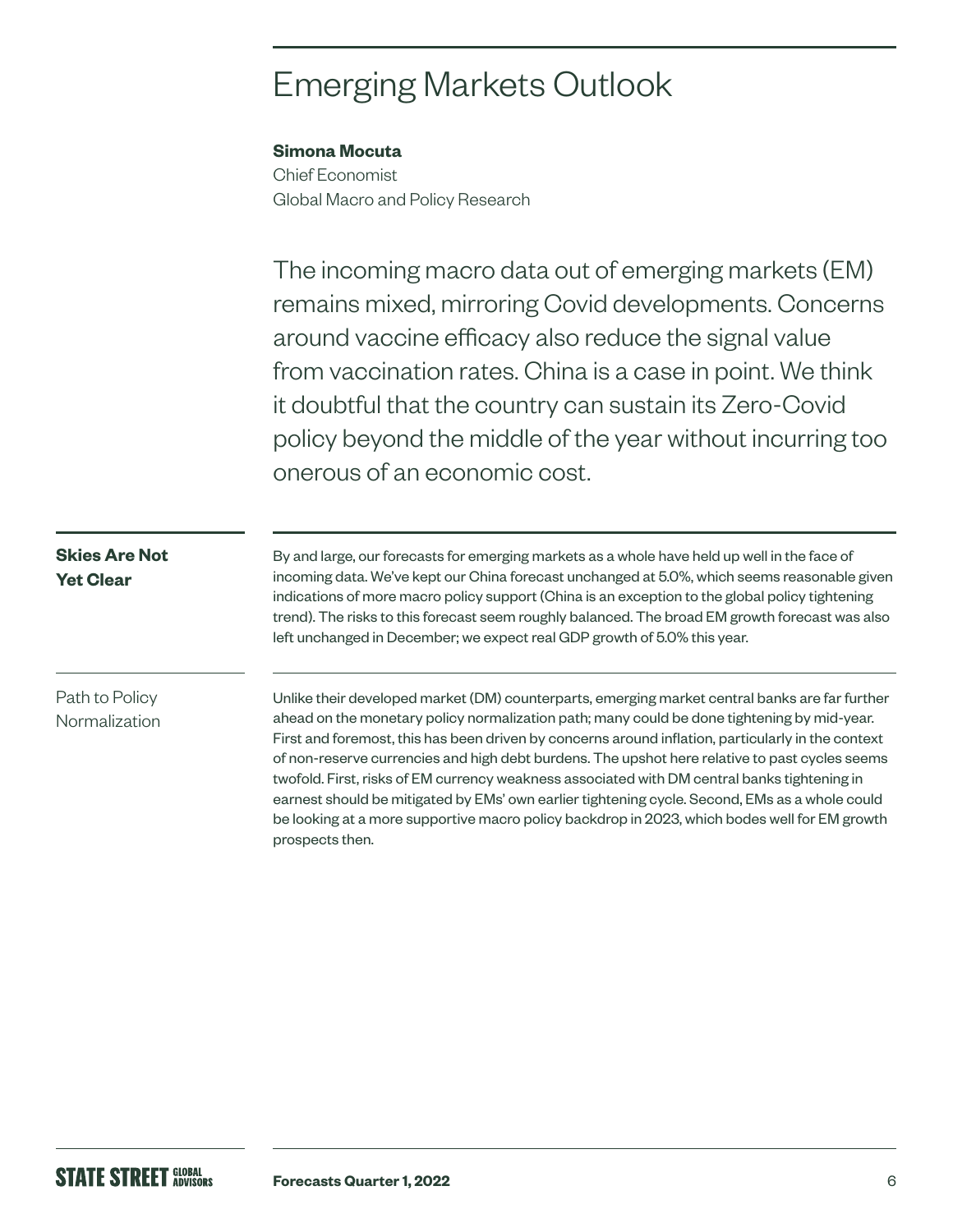# Emerging Markets Outlook

**Simona Mocuta**
Chief Economist
Global Macro and Policy Research

The incoming macro data out of emerging markets (EM) remains mixed, mirroring Covid developments. Concerns around vaccine efficacy also reduce the signal value from vaccination rates. China is a case in point. We think it doubtful that the country can sustain its Zero-Covid policy beyond the middle of the year without incurring too onerous of an economic cost.

## Skies Are Not Yet Clear

By and large, our forecasts for emerging markets as a whole have held up well in the face of incoming data. We've kept our China forecast unchanged at 5.0%, which seems reasonable given indications of more macro policy support (China is an exception to the global policy tightening trend). The risks to this forecast seem roughly balanced. The broad EM growth forecast was also left unchanged in December; we expect real GDP growth of 5.0% this year.

### Path to Policy Normalization

Unlike their developed market (DM) counterparts, emerging market central banks are far further ahead on the monetary policy normalization path; many could be done tightening by mid-year. First and foremost, this has been driven by concerns around inflation, particularly in the context of non-reserve currencies and high debt burdens. The upshot here relative to past cycles seems twofold. First, risks of EM currency weakness associated with DM central banks tightening in earnest should be mitigated by EMs' own earlier tightening cycle. Second, EMs as a whole could be looking at a more supportive macro policy backdrop in 2023, which bodes well for EM growth prospects then.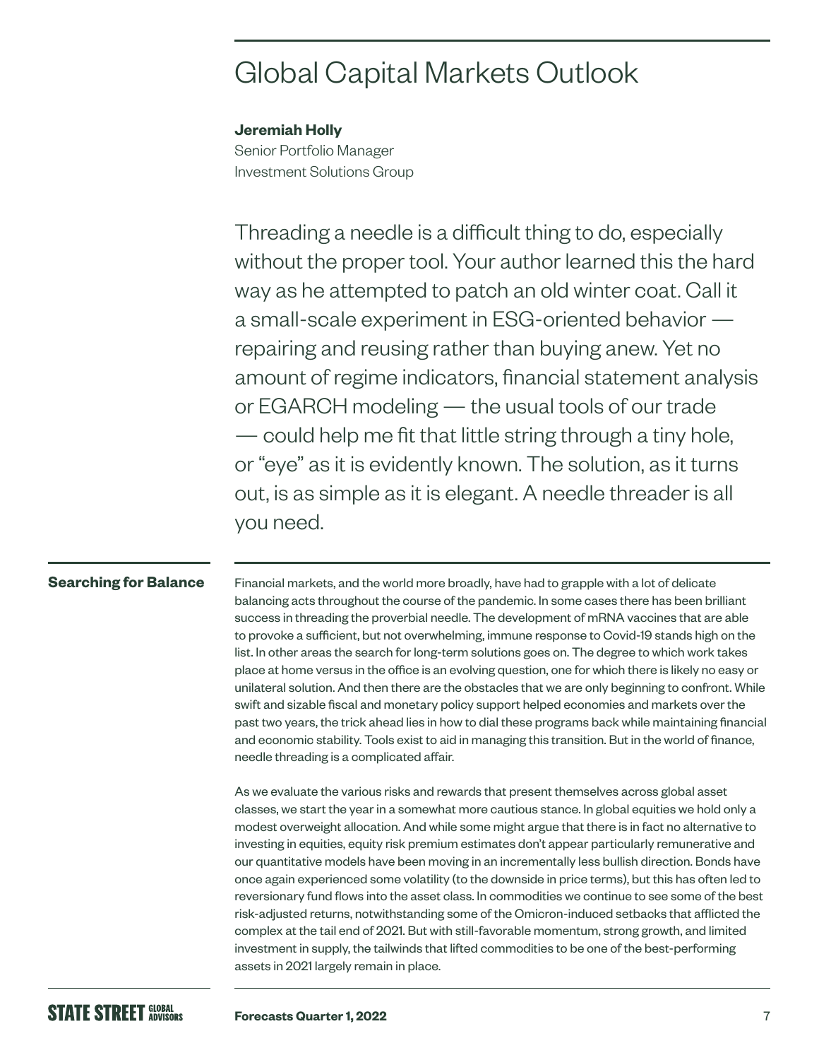# Global Capital Markets Outlook

**Jeremiah Holly**
Senior Portfolio Manager
Investment Solutions Group

Threading a needle is a difficult thing to do, especially without the proper tool. Your author learned this the hard way as he attempted to patch an old winter coat. Call it a small-scale experiment in ESG-oriented behavior — repairing and reusing rather than buying anew. Yet no amount of regime indicators, financial statement analysis or EGARCH modeling — the usual tools of our trade — could help me fit that little string through a tiny hole, or "eye" as it is evidently known. The solution, as it turns out, is as simple as it is elegant. A needle threader is all you need.

## Searching for Balance

Financial markets, and the world more broadly, have had to grapple with a lot of delicate balancing acts throughout the course of the pandemic. In some cases there has been brilliant success in threading the proverbial needle. The development of mRNA vaccines that are able to provoke a sufficient, but not overwhelming, immune response to Covid-19 stands high on the list. In other areas the search for long-term solutions goes on. The degree to which work takes place at home versus in the office is an evolving question, one for which there is likely no easy or unilateral solution. And then there are the obstacles that we are only beginning to confront. While swift and sizable fiscal and monetary policy support helped economies and markets over the past two years, the trick ahead lies in how to dial these programs back while maintaining financial and economic stability. Tools exist to aid in managing this transition. But in the world of finance, needle threading is a complicated affair.

As we evaluate the various risks and rewards that present themselves across global asset classes, we start the year in a somewhat more cautious stance. In global equities we hold only a modest overweight allocation. And while some might argue that there is in fact no alternative to investing in equities, equity risk premium estimates don't appear particularly remunerative and our quantitative models have been moving in an incrementally less bullish direction. Bonds have once again experienced some volatility (to the downside in price terms), but this has often led to reversionary fund flows into the asset class. In commodities we continue to see some of the best risk-adjusted returns, notwithstanding some of the Omicron-induced setbacks that afflicted the complex at the tail end of 2021. But with still-favorable momentum, strong growth, and limited investment in supply, the tailwinds that lifted commodities to be one of the best-performing assets in 2021 largely remain in place.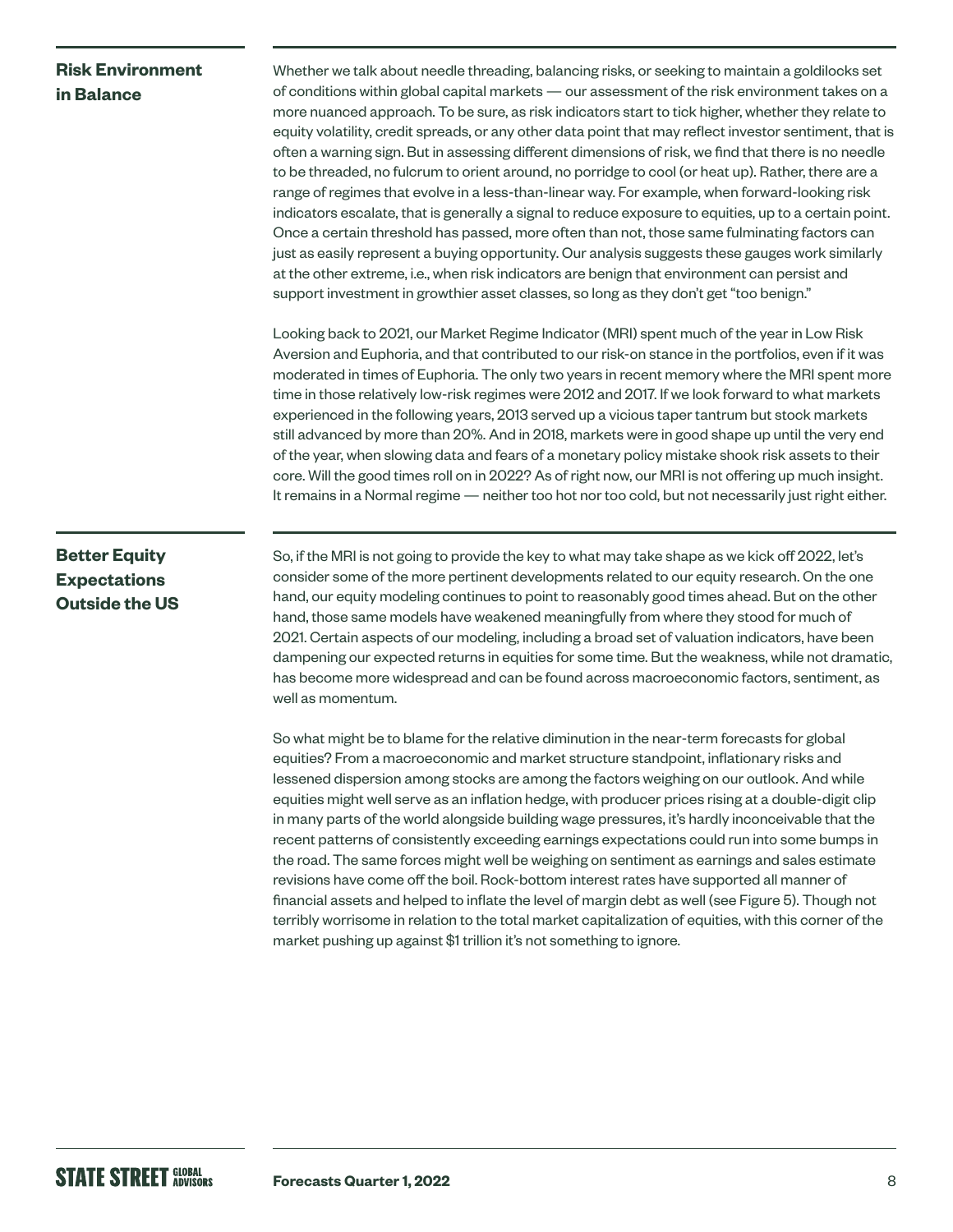## Risk Environment in Balance

Whether we talk about needle threading, balancing risks, or seeking to maintain a goldilocks set of conditions within global capital markets — our assessment of the risk environment takes on a more nuanced approach. To be sure, as risk indicators start to tick higher, whether they relate to equity volatility, credit spreads, or any other data point that may reflect investor sentiment, that is often a warning sign. But in assessing different dimensions of risk, we find that there is no needle to be threaded, no fulcrum to orient around, no porridge to cool (or heat up). Rather, there are a range of regimes that evolve in a less-than-linear way. For example, when forward-looking risk indicators escalate, that is generally a signal to reduce exposure to equities, up to a certain point. Once a certain threshold has passed, more often than not, those same fulminating factors can just as easily represent a buying opportunity. Our analysis suggests these gauges work similarly at the other extreme, i.e., when risk indicators are benign that environment can persist and support investment in growthier asset classes, so long as they don't get "too benign."

Looking back to 2021, our Market Regime Indicator (MRI) spent much of the year in Low Risk Aversion and Euphoria, and that contributed to our risk-on stance in the portfolios, even if it was moderated in times of Euphoria. The only two years in recent memory where the MRI spent more time in those relatively low-risk regimes were 2012 and 2017. If we look forward to what markets experienced in the following years, 2013 served up a vicious taper tantrum but stock markets still advanced by more than 20%. And in 2018, markets were in good shape up until the very end of the year, when slowing data and fears of a monetary policy mistake shook risk assets to their core. Will the good times roll on in 2022? As of right now, our MRI is not offering up much insight. It remains in a Normal regime — neither too hot nor too cold, but not necessarily just right either.

## Better Equity Expectations Outside the US

So, if the MRI is not going to provide the key to what may take shape as we kick off 2022, let's consider some of the more pertinent developments related to our equity research. On the one hand, our equity modeling continues to point to reasonably good times ahead. But on the other hand, those same models have weakened meaningfully from where they stood for much of 2021. Certain aspects of our modeling, including a broad set of valuation indicators, have been dampening our expected returns in equities for some time. But the weakness, while not dramatic, has become more widespread and can be found across macroeconomic factors, sentiment, as well as momentum.

So what might be to blame for the relative diminution in the near-term forecasts for global equities? From a macroeconomic and market structure standpoint, inflationary risks and lessened dispersion among stocks are among the factors weighing on our outlook. And while equities might well serve as an inflation hedge, with producer prices rising at a double-digit clip in many parts of the world alongside building wage pressures, it's hardly inconceivable that the recent patterns of consistently exceeding earnings expectations could run into some bumps in the road. The same forces might well be weighing on sentiment as earnings and sales estimate revisions have come off the boil. Rock-bottom interest rates have supported all manner of financial assets and helped to inflate the level of margin debt as well (see Figure 5). Though not terribly worrisome in relation to the total market capitalization of equities, with this corner of the market pushing up against $1 trillion it's not something to ignore.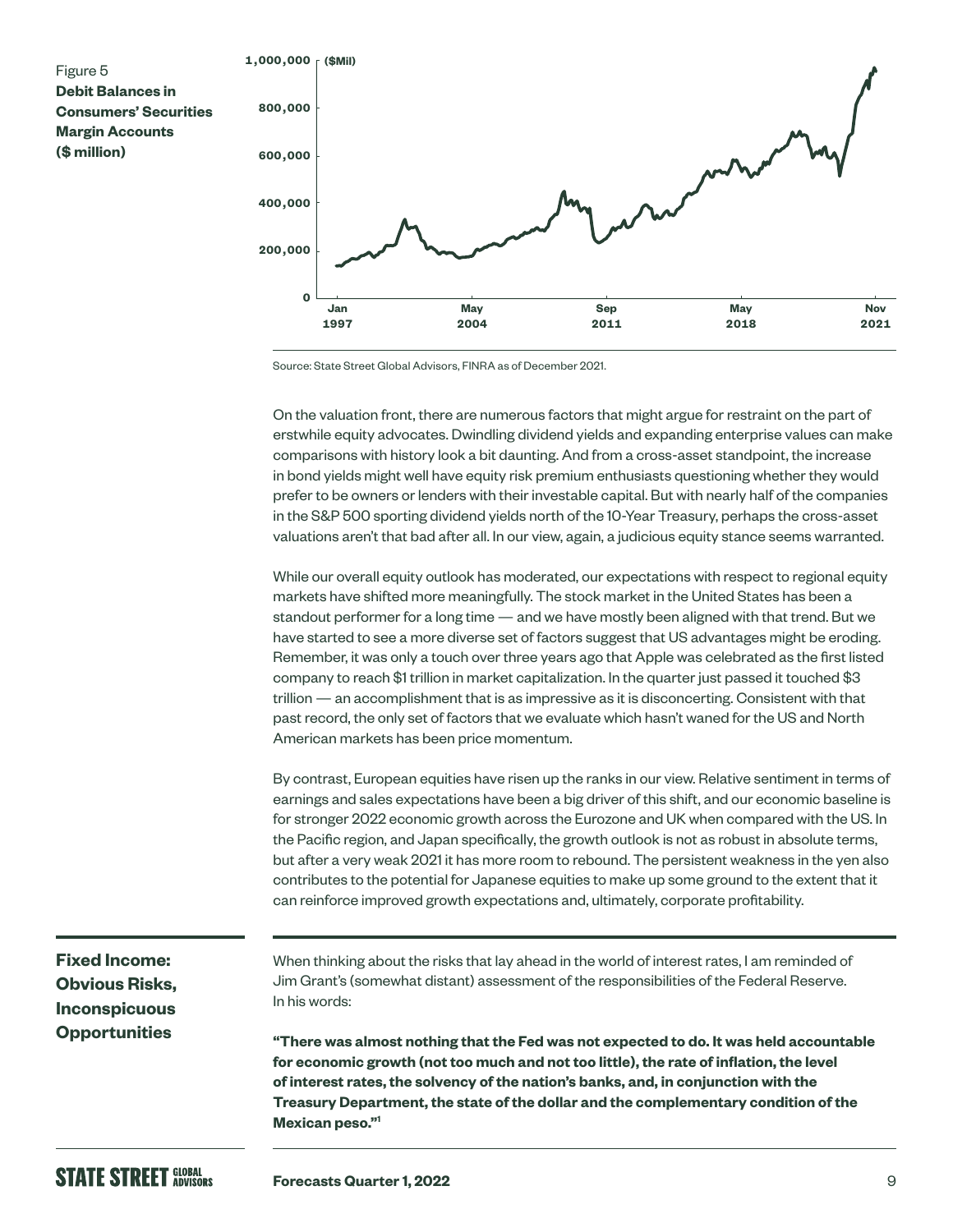Figure 5
**Debit Balances in Consumers' Securities Margin Accounts ($ million)**

Source: State Street Global Advisors, FINRA as of December 2021.

On the valuation front, there are numerous factors that might argue for restraint on the part of erstwhile equity advocates. Dwindling dividend yields and expanding enterprise values can make comparisons with history look a bit daunting. And from a cross-asset standpoint, the increase in bond yields might well have equity risk premium enthusiasts questioning whether they would prefer to be owners or lenders with their investable capital. But with nearly half of the companies in the S&P 500 sporting dividend yields north of the 10-Year Treasury, perhaps the cross-asset valuations aren't that bad after all. In our view, again, a judicious equity stance seems warranted.

While our overall equity outlook has moderated, our expectations with respect to regional equity markets have shifted more meaningfully. The stock market in the United States has been a standout performer for a long time — and we have mostly been aligned with that trend. But we have started to see a more diverse set of factors suggest that US advantages might be eroding. Remember, it was only a touch over three years ago that Apple was celebrated as the first listed company to reach $1 trillion in market capitalization. In the quarter just passed it touched $3 trillion — an accomplishment that is as impressive as it is disconcerting. Consistent with that past record, the only set of factors that we evaluate which hasn't waned for the US and North American markets has been price momentum.

By contrast, European equities have risen up the ranks in our view. Relative sentiment in terms of earnings and sales expectations have been a big driver of this shift, and our economic baseline is for stronger 2022 economic growth across the Eurozone and UK when compared with the US. In the Pacific region, and Japan specifically, the growth outlook is not as robust in absolute terms, but after a very weak 2021 it has more room to rebound. The persistent weakness in the yen also contributes to the potential for Japanese equities to make up some ground to the extent that it can reinforce improved growth expectations and, ultimately, corporate profitability.

## Fixed Income: Obvious Risks, Inconspicuous Opportunities

When thinking about the risks that lay ahead in the world of interest rates, I am reminded of Jim Grant's (somewhat distant) assessment of the responsibilities of the Federal Reserve. In his words:

**"There was almost nothing that the Fed was not expected to do. It was held accountable for economic growth (not too much and not too little), the rate of inflation, the level of interest rates, the solvency of the nation's banks, and, in conjunction with the Treasury Department, the state of the dollar and the complementary condition of the Mexican peso."[1]**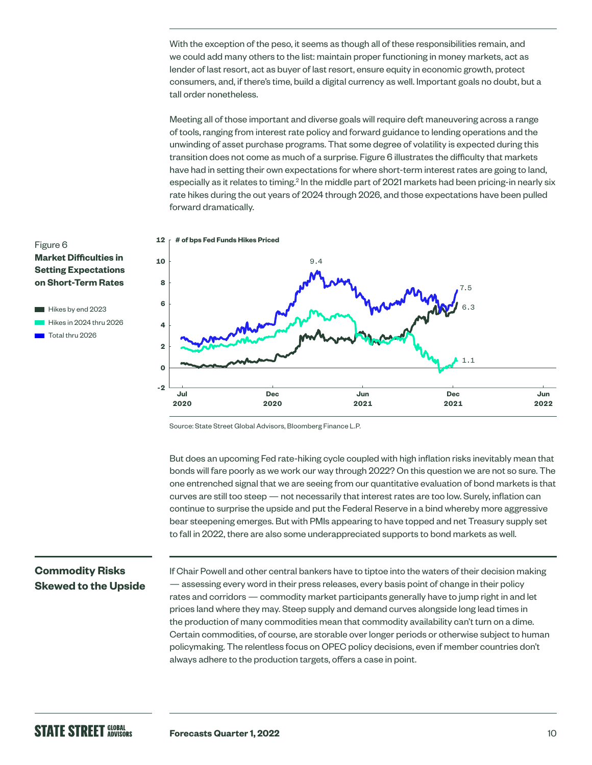With the exception of the peso, it seems as though all of these responsibilities remain, and we could add many others to the list: maintain proper functioning in money markets, act as lender of last resort, act as buyer of last resort, ensure equity in economic growth, protect consumers, and, if there's time, build a digital currency as well. Important goals no doubt, but a tall order nonetheless.

Meeting all of those important and diverse goals will require deft maneuvering across a range of tools, ranging from interest rate policy and forward guidance to lending operations and the unwinding of asset purchase programs. That some degree of volatility is expected during this transition does not come as much of a surprise. Figure 6 illustrates the difficulty that markets have had in setting their own expectations for where short-term interest rates are going to land, especially as it relates to timing.[2] In the middle part of 2021 markets had been pricing-in nearly six rate hikes during the out years of 2024 through 2026, and those expectations have been pulled forward dramatically.

Figure 6
**Market Difficulties in Setting Expectations on Short-Term Rates**

- Hikes by end 2023
- Hikes in 2024 thru 2026
- Total thru 2026

**# of bps Fed Funds Hikes Priced**

Source: State Street Global Advisors, Bloomberg Finance L.P.

But does an upcoming Fed rate-hiking cycle coupled with high inflation risks inevitably mean that bonds will fare poorly as we work our way through 2022? On this question we are not so sure. The one entrenched signal that we are seeing from our quantitative evaluation of bond markets is that curves are still too steep — not necessarily that interest rates are too low. Surely, inflation can continue to surprise the upside and put the Federal Reserve in a bind whereby more aggressive bear steepening emerges. But with PMIs appearing to have topped and net Treasury supply set to fall in 2022, there are also some underappreciated supports to bond markets as well.

## Commodity Risks Skewed to the Upside

If Chair Powell and other central bankers have to tiptoe into the waters of their decision making — assessing every word in their press releases, every basis point of change in their policy rates and corridors — commodity market participants generally have to jump right in and let prices land where they may. Steep supply and demand curves alongside long lead times in the production of many commodities mean that commodity availability can't turn on a dime. Certain commodities, of course, are storable over longer periods or otherwise subject to human policymaking. The relentless focus on OPEC policy decisions, even if member countries don't always adhere to the production targets, offers a case in point.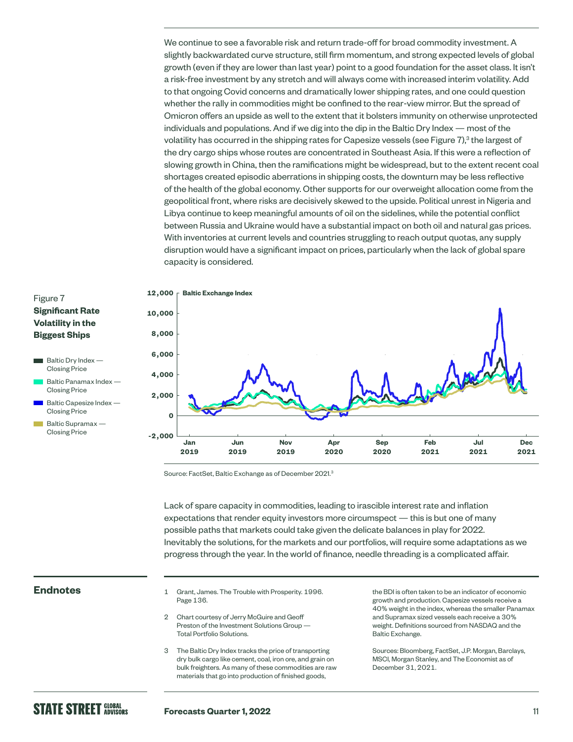We continue to see a favorable risk and return trade-off for broad commodity investment. A slightly backwardated curve structure, still firm momentum, and strong expected levels of global growth (even if they are lower than last year) point to a good foundation for the asset class. It isn't a risk-free investment by any stretch and will always come with increased interim volatility. Add to that ongoing Covid concerns and dramatically lower shipping rates, and one could question whether the rally in commodities might be confined to the rear-view mirror. But the spread of Omicron offers an upside as well to the extent that it bolsters immunity on otherwise unprotected individuals and populations. And if we dig into the dip in the Baltic Dry Index — most of the volatility has occurred in the shipping rates for Capesize vessels (see Figure 7),[3] the largest of the dry cargo ships whose routes are concentrated in Southeast Asia. If this were a reflection of slowing growth in China, then the ramifications might be widespread, but to the extent recent coal shortages created episodic aberrations in shipping costs, the downturn may be less reflective of the health of the global economy. Other supports for our overweight allocation come from the geopolitical front, where risks are decisively skewed to the upside. Political unrest in Nigeria and Libya continue to keep meaningful amounts of oil on the sidelines, while the potential conflict between Russia and Ukraine would have a substantial impact on both oil and natural gas prices. With inventories at current levels and countries struggling to reach output quotas, any supply disruption would have a significant impact on prices, particularly when the lack of global spare capacity is considered.

Figure 7
**Significant Rate Volatility in the Biggest Ships**

Baltic Exchange Index

- Baltic Dry Index — Closing Price
- Baltic Panamax Index — Closing Price
- Baltic Capesize Index — Closing Price
- Baltic Supramax — Closing Price

Source: FactSet, Baltic Exchange as of December 2021.[3]

Lack of spare capacity in commodities, leading to irascible interest rate and inflation expectations that render equity investors more circumspect — this is but one of many possible paths that markets could take given the delicate balances in play for 2022. Inevitably the solutions, for the markets and our portfolios, will require some adaptations as we progress through the year. In the world of finance, needle threading is a complicated affair.

## Endnotes

1. Grant, James. The Trouble with Prosperity. 1996. Page 136.
2. Chart courtesy of Jerry McGuire and Geoff Preston of the Investment Solutions Group — Total Portfolio Solutions.
3. The Baltic Dry Index tracks the price of transporting dry bulk cargo like cement, coal, iron ore, and grain on bulk freighters. As many of these commodities are raw materials that go into production of finished goods, the BDI is often taken to be an indicator of economic growth and production. Capesize vessels receive a 40% weight in the index, whereas the smaller Panamax and Supramax sized vessels each receive a 30% weight. Definitions sourced from NASDAQ and the Baltic Exchange.

Sources: Bloomberg, FactSet, J.P. Morgan, Barclays, MSCI, Morgan Stanley, and The Economist as of December 31, 2021.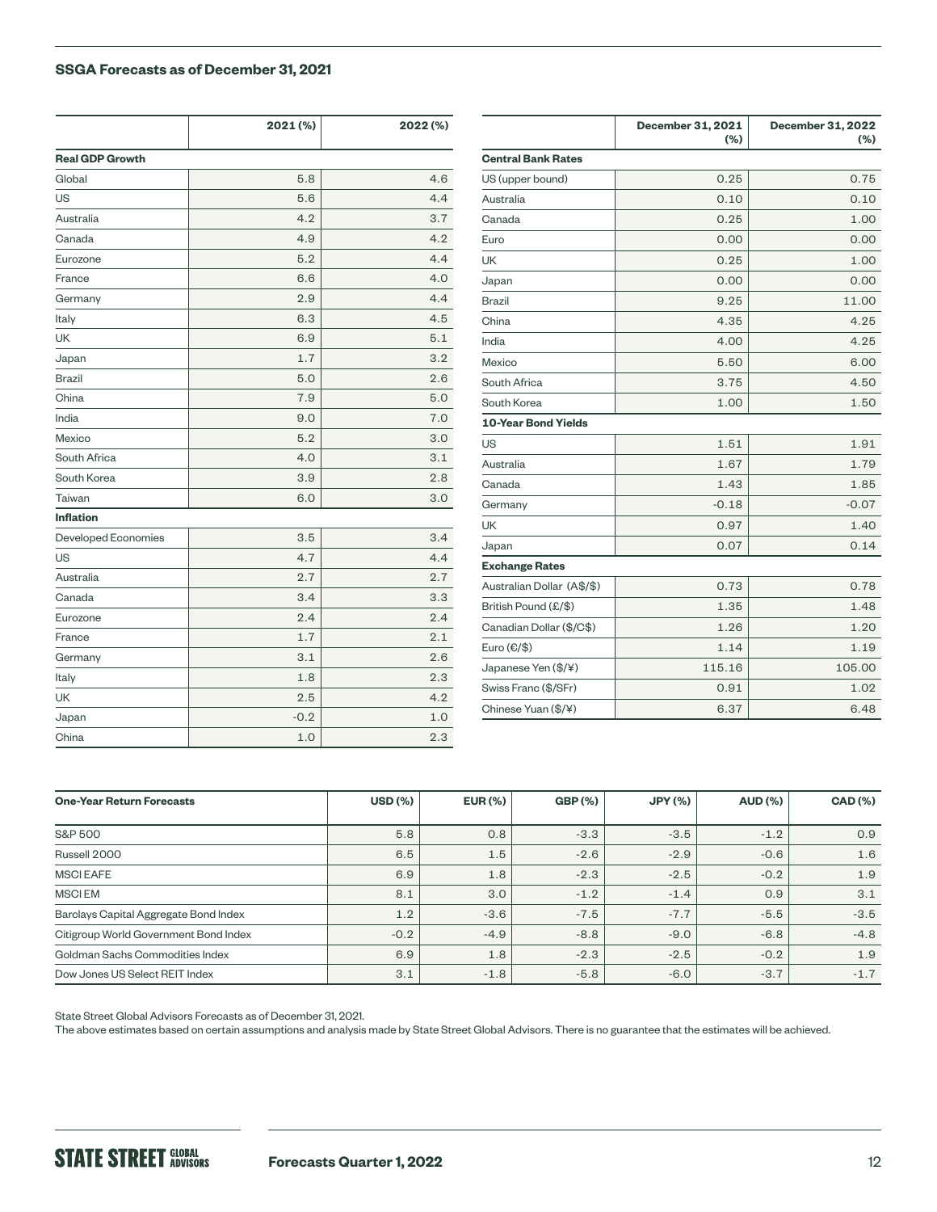## SSGA Forecasts as of December 31, 2021

| | 2021 (%) | 2022 (%) |
|---|---|---|
| **Real GDP Growth** | | |
| Global | 5.8 | 4.6 |
| US | 5.6 | 4.4 |
| Australia | 4.2 | 3.7 |
| Canada | 4.9 | 4.2 |
| Eurozone | 5.2 | 4.4 |
| France | 6.6 | 4.0 |
| Germany | 2.9 | 4.4 |
| Italy | 6.3 | 4.5 |
| UK | 6.9 | 5.1 |
| Japan | 1.7 | 3.2 |
| Brazil | 5.0 | 2.6 |
| China | 7.9 | 5.0 |
| India | 9.0 | 7.0 |
| Mexico | 5.2 | 3.0 |
| South Africa | 4.0 | 3.1 |
| South Korea | 3.9 | 2.8 |
| Taiwan | 6.0 | 3.0 |
| **Inflation** | | |
| Developed Economies | 3.5 | 3.4 |
| US | 4.7 | 4.4 |
| Australia | 2.7 | 2.7 |
| Canada | 3.4 | 3.3 |
| Eurozone | 2.4 | 2.4 |
| France | 1.7 | 2.1 |
| Germany | 3.1 | 2.6 |
| Italy | 1.8 | 2.3 |
| UK | 2.5 | 4.2 |
| Japan | -0.2 | 1.0 |
| China | 1.0 | 2.3 |

| | December 31, 2021 (%) | December 31, 2022 (%) |
|---|---|---|
| **Central Bank Rates** | | |
| US (upper bound) | 0.25 | 0.75 |
| Australia | 0.10 | 0.10 |
| Canada | 0.25 | 1.00 |
| Euro | 0.00 | 0.00 |
| UK | 0.25 | 1.00 |
| Japan | 0.00 | 0.00 |
| Brazil | 9.25 | 11.00 |
| China | 4.35 | 4.25 |
| India | 4.00 | 4.25 |
| Mexico | 5.50 | 6.00 |
| South Africa | 3.75 | 4.50 |
| South Korea | 1.00 | 1.50 |
| **10-Year Bond Yields** | | |
| US | 1.51 | 1.91 |
| Australia | 1.67 | 1.79 |
| Canada | 1.43 | 1.85 |
| Germany | -0.18 | -0.07 |
| UK | 0.97 | 1.40 |
| Japan | 0.07 | 0.14 |
| **Exchange Rates** | | |
| Australian Dollar (A$/$) | 0.73 | 0.78 |
| British Pound (£/$) | 1.35 | 1.48 |
| Canadian Dollar ($/C$) | 1.26 | 1.20 |
| Euro (€/$) | 1.14 | 1.19 |
| Japanese Yen ($/¥) | 115.16 | 105.00 |
| Swiss Franc ($/SFr) | 0.91 | 1.02 |
| Chinese Yuan ($/¥) | 6.37 | 6.48 |

| One-Year Return Forecasts | USD (%) | EUR (%) | GBP (%) | JPY (%) | AUD (%) | CAD (%) |
|---|---|---|---|---|---|---|
| S&P 500 | 5.8 | 0.8 | -3.3 | -3.5 | -1.2 | 0.9 |
| Russell 2000 | 6.5 | 1.5 | -2.6 | -2.9 | -0.6 | 1.6 |
| MSCI EAFE | 6.9 | 1.8 | -2.3 | -2.5 | -0.2 | 1.9 |
| MSCI EM | 8.1 | 3.0 | -1.2 | -1.4 | 0.9 | 3.1 |
| Barclays Capital Aggregate Bond Index | 1.2 | -3.6 | -7.5 | -7.7 | -5.5 | -3.5 |
| Citigroup World Government Bond Index | -0.2 | -4.9 | -8.8 | -9.0 | -6.8 | -4.8 |
| Goldman Sachs Commodities Index | 6.9 | 1.8 | -2.3 | -2.5 | -0.2 | 1.9 |
| Dow Jones US Select REIT Index | 3.1 | -1.8 | -5.8 | -6.0 | -3.7 | -1.7 |

State Street Global Advisors Forecasts as of December 31, 2021.
The above estimates based on certain assumptions and analysis made by State Street Global Advisors. There is no guarantee that the estimates will be achieved.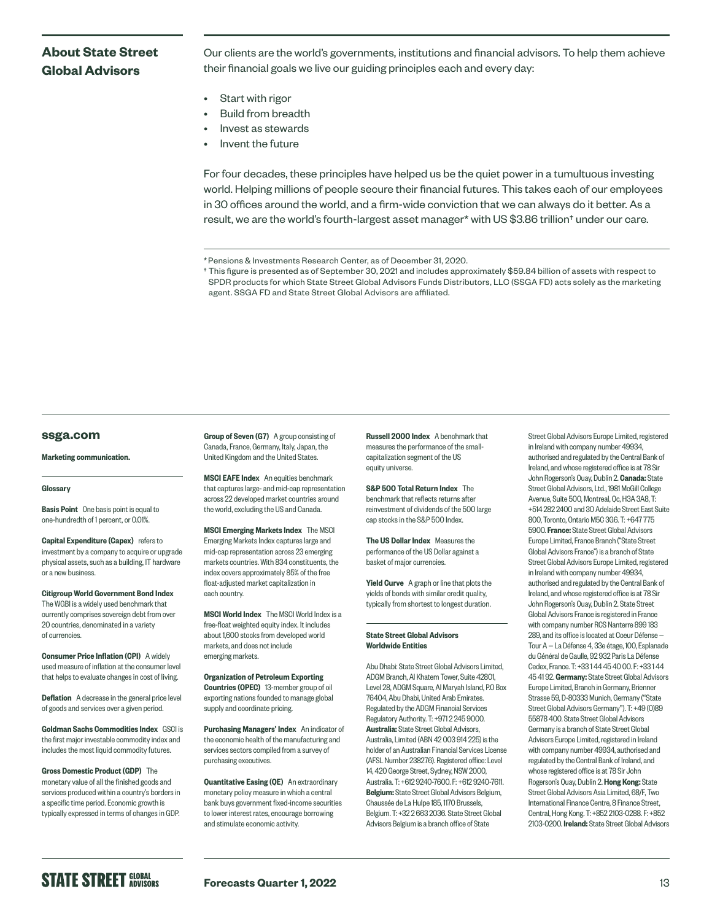## About State Street Global Advisors

Our clients are the world's governments, institutions and financial advisors. To help them achieve their financial goals we live our guiding principles each and every day:

- Start with rigor
- Build from breadth
- Invest as stewards
- Invent the future

For four decades, these principles have helped us be the quiet power in a tumultuous investing world. Helping millions of people secure their financial futures. This takes each of our employees in 30 offices around the world, and a firm-wide conviction that we can always do it better. As a result, we are the world's fourth-largest asset manager* with US $3.86 trillion† under our care.

\* Pensions & Investments Research Center, as of December 31, 2020.

† This figure is presented as of September 30, 2021 and includes approximately $59.84 billion of assets with respect to SPDR products for which State Street Global Advisors Funds Distributors, LLC (SSGA FD) acts solely as the marketing agent. SSGA FD and State Street Global Advisors are affiliated.

**ssga.com**

**Marketing communication.**

**Glossary**

**Basis Point** One basis point is equal to one-hundredth of 1 percent, or 0.01%.

**Capital Expenditure (Capex)** refers to investment by a company to acquire or upgrade physical assets, such as a building, IT hardware or a new business.

**Citigroup World Government Bond Index** The WGBI is a widely used benchmark that currently comprises sovereign debt from over 20 countries, denominated in a variety of currencies.

**Consumer Price Inflation (CPI)** A widely used measure of inflation at the consumer level that helps to evaluate changes in cost of living.

**Deflation** A decrease in the general price level of goods and services over a given period.

**Goldman Sachs Commodities Index** GSCI is the first major investable commodity index and includes the most liquid commodity futures.

**Gross Domestic Product (GDP)** The monetary value of all the finished goods and services produced within a country's borders in a specific time period. Economic growth is typically expressed in terms of changes in GDP.

**Group of Seven (G7)** A group consisting of Canada, France, Germany, Italy, Japan, the United Kingdom and the United States.

**MSCI EAFE Index** An equities benchmark that captures large- and mid-cap representation across 22 developed market countries around the world, excluding the US and Canada.

**MSCI Emerging Markets Index** The MSCI Emerging Markets Index captures large and mid-cap representation across 23 emerging markets countries. With 834 constituents, the index covers approximately 85% of the free float-adjusted market capitalization in each country.

**MSCI World Index** The MSCI World Index is a free-float weighted equity index. It includes about 1,600 stocks from developed world markets, and does not include emerging markets.

**Organization of Petroleum Exporting Countries (OPEC)** 13-member group of oil exporting nations founded to manage global supply and coordinate pricing.

**Purchasing Managers' Index** An indicator of the economic health of the manufacturing and services sectors compiled from a survey of purchasing executives.

**Quantitative Easing (QE)** An extraordinary monetary policy measure in which a central bank buys government fixed-income securities to lower interest rates, encourage borrowing and stimulate economic activity.

**Russell 2000 Index** A benchmark that measures the performance of the small-capitalization segment of the US equity universe.

**S&P 500 Total Return Index** The benchmark that reflects returns after reinvestment of dividends of the 500 large cap stocks in the S&P 500 Index.

**The US Dollar Index** Measures the performance of the US Dollar against a basket of major currencies.

**Yield Curve** A graph or line that plots the yields of bonds with similar credit quality, typically from shortest to longest duration.

**State Street Global Advisors Worldwide Entities**

Abu Dhabi: State Street Global Advisors Limited, ADGM Branch, Al Khatem Tower, Suite 42801, Level 28, ADGM Square, Al Maryah Island, P.O Box 76404, Abu Dhabi, United Arab Emirates. Regulated by the ADGM Financial Services Regulatory Authority. T: +971 2 245 9000. **Australia:** State Street Global Advisors, Australia, Limited (ABN 42 003 914 225) is the holder of an Australian Financial Services License (AFSL Number 238276). Registered office: Level 14, 420 George Street, Sydney, NSW 2000, Australia. T: +612 9240-7600. F: +612 9240-7611. **Belgium:** State Street Global Advisors Belgium, Chaussée de La Hulpe 185, 1170 Brussels, Belgium. T: +32 2 663 2036. State Street Global Advisors Belgium is a branch office of State Street Global Advisors Europe Limited, registered in Ireland with company number 49934, authorised and regulated by the Central Bank of Ireland, and whose registered office is at 78 Sir John Rogerson's Quay, Dublin 2. **Canada:** State Street Global Advisors, Ltd., 1981 McGill College Avenue, Suite 500, Montreal, Qc, H3A 3A8, T: +514 282 2400 and 30 Adelaide Street East Suite 800, Toronto, Ontario M5C 3G6. T: +647 775 5900. **France:** State Street Global Advisors Europe Limited, France Branch ("State Street Global Advisors France") is a branch of State Street Global Advisors Europe Limited, registered in Ireland with company number 49934, authorised and regulated by the Central Bank of Ireland, and whose registered office is at 78 Sir John Rogerson's Quay, Dublin 2. State Street Global Advisors France is registered in France with company number RCS Nanterre 899 183 289, and its office is located at Coeur Défense — Tour A — La Défense 4, 33e étage, 100, Esplanade du Général de Gaulle, 92 932 Paris La Défense Cedex, France. T: +33 1 44 45 40 00. F: +33 1 44 45 41 92. **Germany:** State Street Global Advisors Europe Limited, Branch in Germany, Brienner Strasse 59, D-80333 Munich, Germany ("State Street Global Advisors Germany"). T: +49 (0)89 55878 400. State Street Global Advisors Germany is a branch of State Street Global Advisors Europe Limited, registered in Ireland with company number 49934, authorised and regulated by the Central Bank of Ireland, and whose registered office is at 78 Sir John Rogerson's Quay, Dublin 2. **Hong Kong:** State Street Global Advisors Asia Limited, 68/F, Two International Finance Centre, 8 Finance Street, Central, Hong Kong. T: +852 2103-0288. F: +852 2103-0200. **Ireland:** State Street Global Advisors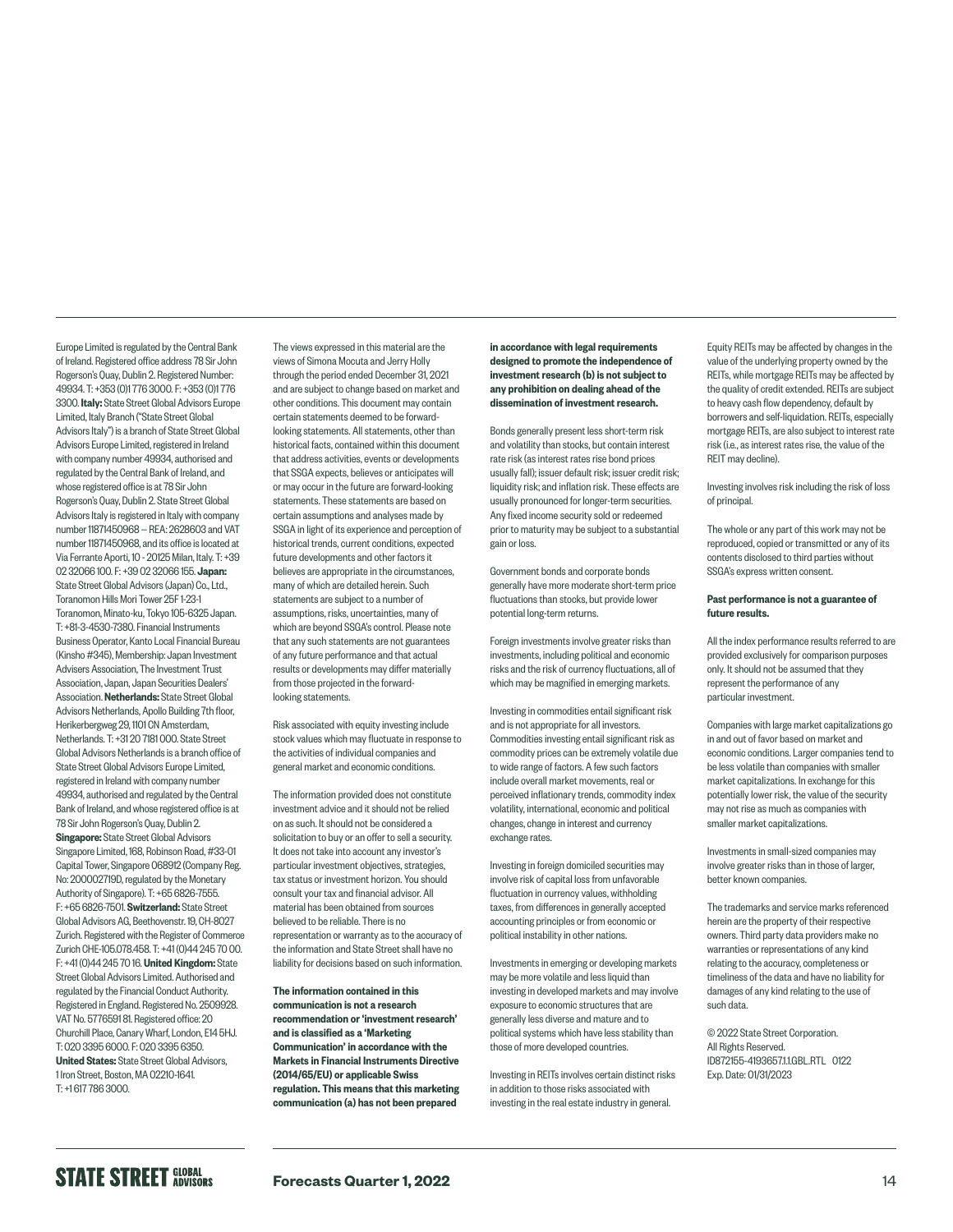Europe Limited is regulated by the Central Bank of Ireland. Registered office address 78 Sir John Rogerson's Quay, Dublin 2. Registered Number: 49934. T: +353 (0)1 776 3000. F: +353 (0)1 776 3300. **Italy:** State Street Global Advisors Europe Limited, Italy Branch ("State Street Global Advisors Italy") is a branch of State Street Global Advisors Europe Limited, registered in Ireland with company number 49934, authorised and regulated by the Central Bank of Ireland, and whose registered office is at 78 Sir John Rogerson's Quay, Dublin 2. State Street Global Advisors Italy is registered in Italy with company number 11871450968 — REA: 2628603 and VAT number 11871450968, and its office is located at Via Ferrante Aporti, 10 - 20125 Milan, Italy. T: +39 02 32066 100. F: +39 02 32066 155. **Japan:** State Street Global Advisors (Japan) Co., Ltd., Toranomon Hills Mori Tower 25F 1-23-1 Toranomon, Minato-ku, Tokyo 105-6325 Japan. T: +81-3-4530-7380. Financial Instruments Business Operator, Kanto Local Financial Bureau (Kinsho #345), Membership: Japan Investment Advisers Association, The Investment Trust Association, Japan, Japan Securities Dealers' Association. **Netherlands:** State Street Global Advisors Netherlands, Apollo Building 7th floor, Herikerbergweg 29, 1101 CN Amsterdam, Netherlands. T: +31 20 7181 000. State Street Global Advisors Netherlands is a branch office of State Street Global Advisors Europe Limited, registered in Ireland with company number 49934, authorised and regulated by the Central Bank of Ireland, and whose registered office is at 78 Sir John Rogerson's Quay, Dublin 2. **Singapore:** State Street Global Advisors Singapore Limited, 168, Robinson Road, #33-01 Capital Tower, Singapore 068912 (Company Reg. No: 200002719D, regulated by the Monetary Authority of Singapore). T: +65 6826-7555. F: +65 6826-7501. **Switzerland:** State Street Global Advisors AG, Beethovenstr. 19, CH-8027 Zurich. Registered with the Register of Commerce Zurich CHE-105.078.458. T: +41 (0)44 245 70 00. F: +41 (0)44 245 70 16. **United Kingdom:** State Street Global Advisors Limited. Authorised and regulated by the Financial Conduct Authority. Registered in England. Registered No. 2509928. VAT No. 5776591 81. Registered office: 20 Churchill Place, Canary Wharf, London, E14 5HJ. T: 020 3395 6000. F: 020 3395 6350. **United States:** State Street Global Advisors, 1 Iron Street, Boston, MA 02210-1641. T: +1 617 786 3000.

The views expressed in this material are the views of Simona Mocuta and Jerry Holly through the period ended December 31, 2021 and are subject to change based on market and other conditions. This document may contain certain statements deemed to be forward-looking statements. All statements, other than historical facts, contained within this document that address activities, events or developments that SSGA expects, believes or anticipates will or may occur in the future are forward-looking statements. These statements are based on certain assumptions and analyses made by SSGA in light of its experience and perception of historical trends, current conditions, expected future developments and other factors it believes are appropriate in the circumstances, many of which are detailed herein. Such statements are subject to a number of assumptions, risks, uncertainties, many of which are beyond SSGA's control. Please note that any such statements are not guarantees of any future performance and that actual results or developments may differ materially from those projected in the forward-looking statements.

Risk associated with equity investing include stock values which may fluctuate in response to the activities of individual companies and general market and economic conditions.

The information provided does not constitute investment advice and it should not be relied on as such. It should not be considered a solicitation to buy or an offer to sell a security. It does not take into account any investor's particular investment objectives, strategies, tax status or investment horizon. You should consult your tax and financial advisor. All material has been obtained from sources believed to be reliable. There is no representation or warranty as to the accuracy of the information and State Street shall have no liability for decisions based on such information.

**The information contained in this communication is not a research recommendation or 'investment research' and is classified as a 'Marketing Communication' in accordance with the Markets in Financial Instruments Directive (2014/65/EU) or applicable Swiss regulation. This means that this marketing communication (a) has not been prepared in accordance with legal requirements designed to promote the independence of investment research (b) is not subject to any prohibition on dealing ahead of the dissemination of investment research.**

Bonds generally present less short-term risk and volatility than stocks, but contain interest rate risk (as interest rates rise bond prices usually fall); issuer default risk; issuer credit risk; liquidity risk; and inflation risk. These effects are usually pronounced for longer-term securities. Any fixed income security sold or redeemed prior to maturity may be subject to a substantial gain or loss.

Government bonds and corporate bonds generally have more moderate short-term price fluctuations than stocks, but provide lower potential long-term returns.

Foreign investments involve greater risks than investments, including political and economic risks and the risk of currency fluctuations, all of which may be magnified in emerging markets.

Investing in commodities entail significant risk and is not appropriate for all investors. Commodities investing entail significant risk as commodity prices can be extremely volatile due to wide range of factors. A few such factors include overall market movements, real or perceived inflationary trends, commodity index volatility, international, economic and political changes, change in interest and currency exchange rates.

Investing in foreign domiciled securities may involve risk of capital loss from unfavorable fluctuation in currency values, withholding taxes, from differences in generally accepted accounting principles or from economic or political instability in other nations.

Investments in emerging or developing markets may be more volatile and less liquid than investing in developed markets and may involve exposure to economic structures that are generally less diverse and mature and to political systems which have less stability than those of more developed countries.

Investing in REITs involves certain distinct risks in addition to those risks associated with investing in the real estate industry in general. Equity REITs may be affected by changes in the value of the underlying property owned by the REITs, while mortgage REITs may be affected by the quality of credit extended. REITs are subject to heavy cash flow dependency, default by borrowers and self-liquidation. REITs, especially mortgage REITs, are also subject to interest rate risk (i.e., as interest rates rise, the value of the REIT may decline).

Investing involves risk including the risk of loss of principal.

The whole or any part of this work may not be reproduced, copied or transmitted or any of its contents disclosed to third parties without SSGA's express written consent.

**Past performance is not a guarantee of future results.**

All the index performance results referred to are provided exclusively for comparison purposes only. It should not be assumed that they represent the performance of any particular investment.

Companies with large market capitalizations go in and out of favor based on market and economic conditions. Larger companies tend to be less volatile than companies with smaller market capitalizations. In exchange for this potentially lower risk, the value of the security may not rise as much as companies with smaller market capitalizations.

Investments in small-sized companies may involve greater risks than in those of larger, better known companies.

The trademarks and service marks referenced herein are the property of their respective owners. Third party data providers make no warranties or representations of any kind relating to the accuracy, completeness or timeliness of the data and have no liability for damages of any kind relating to the use of such data.

© 2022 State Street Corporation.
All Rights Reserved.
ID872155-4193657.1.1.GBL.RTL 0122
Exp. Date: 01/31/2023